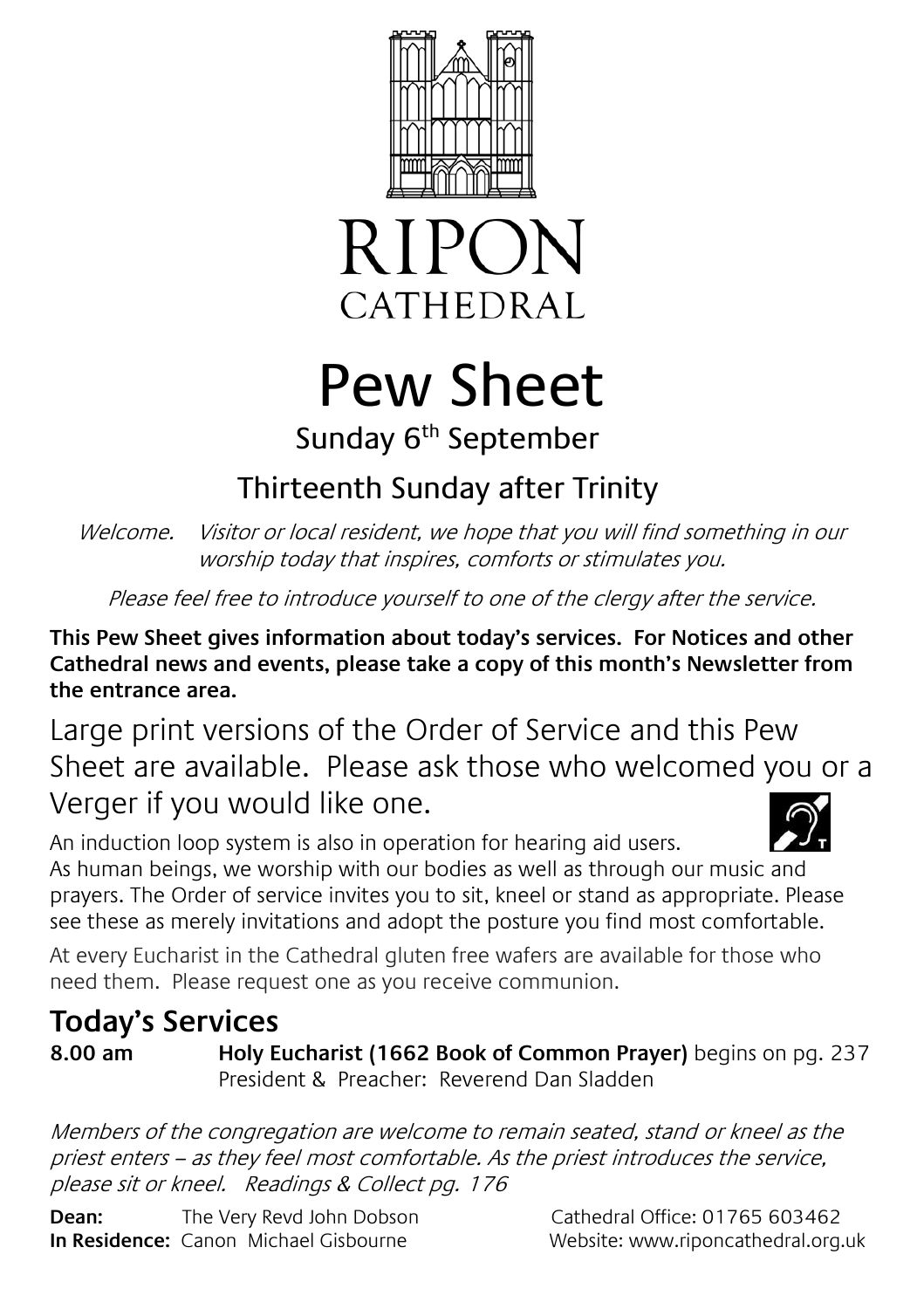# RIPON CATHEDRAL

# Pew Sheet

## Sunday 6th September

## Thirteenth Sunday after Trinity

*Welcome. Visitor or local resident, we hope that you will find something in our worship today that inspires, comforts or stimulates you.*

*Please feel free to introduce yourself to one of the clergy after the service.*

**This Pew Sheet gives information about today's services. For Notices and other Cathedral news and events, please take a copy of this month's Newsletter from the entrance area.**

Large print versions of the Order of Service and this Pew Sheet are available. Please ask those who welcomed you or a Verger if you would like one.

An induction loop system is also in operation for hearing aid users.

As human beings, we worship with our bodies as well as through our music and prayers. The Order of service invites you to sit, kneel or stand as appropriate. Please see these as merely invitations and adopt the posture you find most comfortable.

At every Eucharist in the Cathedral gluten free wafers are available for those who need them. Please request one as you receive communion.

## Today's Services

**8.00 am** **Holy Eucharist (1662 Book of Common Prayer)** begins on pg. 237
President & Preacher: Reverend Dan Sladden

*Members of the congregation are welcome to remain seated, stand or kneel as the priest enters – as they feel most comfortable. As the priest introduces the service, please sit or kneel. Readings & Collect pg. 176*

**Dean:** The Very Revd John Dobson
**In Residence:** Canon Michael Gisbourne

Cathedral Office: 01765 603462
Website: www.riponcathedral.org.uk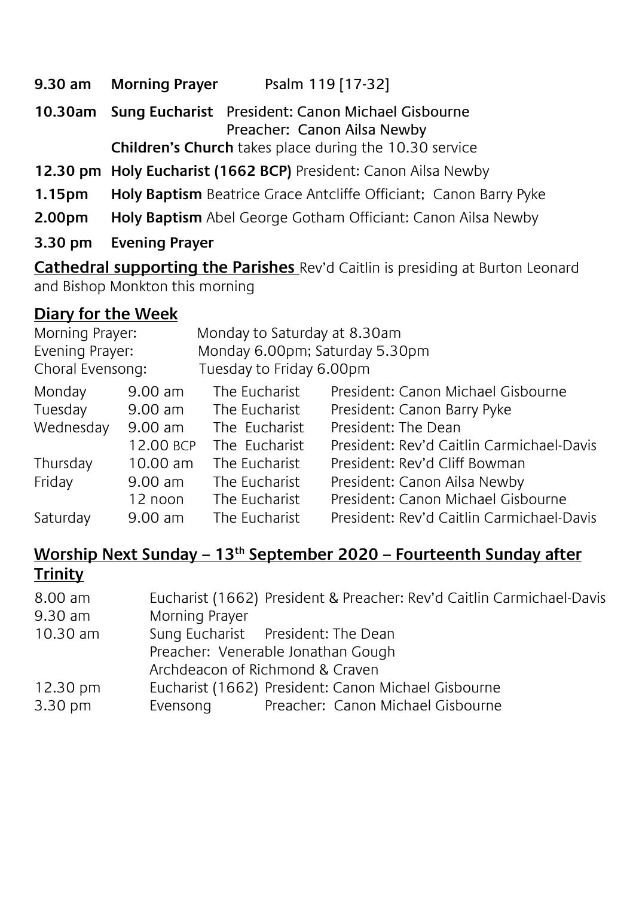**9.30 am** **Morning Prayer** Psalm 119 [17-32]

**10.30am** **Sung Eucharist** President: Canon Michael Gisbourne
Preacher: Canon Ailsa Newby
**Children's Church** takes place during the 10.30 service

**12.30 pm** **Holy Eucharist (1662 BCP)** President: Canon Ailsa Newby

**1.15pm** **Holy Baptism** Beatrice Grace Antcliffe Officiant; Canon Barry Pyke

**2.00pm** **Holy Baptism** Abel George Gotham Officiant: Canon Ailsa Newby

**3.30 pm** **Evening Prayer**

**Cathedral supporting the Parishes** Rev'd Caitlin is presiding at Burton Leonard and Bishop Monkton this morning

## Diary for the Week

Morning Prayer: Monday to Saturday at 8.30am
Evening Prayer: Monday 6.00pm; Saturday 5.30pm
Choral Evensong: Tuesday to Friday 6.00pm

| | | | |
|---|---|---|---|
| Monday | 9.00 am | The Eucharist | President: Canon Michael Gisbourne |
| Tuesday | 9.00 am | The Eucharist | President: Canon Barry Pyke |
| Wednesday | 9.00 am | The Eucharist | President: The Dean |
| | 12.00 BCP | The Eucharist | President: Rev'd Caitlin Carmichael-Davis |
| Thursday | 10.00 am | The Eucharist | President: Rev'd Cliff Bowman |
| Friday | 9.00 am | The Eucharist | President: Canon Ailsa Newby |
| | 12 noon | The Eucharist | President: Canon Michael Gisbourne |
| Saturday | 9.00 am | The Eucharist | President: Rev'd Caitlin Carmichael-Davis |

## Worship Next Sunday – 13th September 2020 – Fourteenth Sunday after Trinity

| | | |
|---|---|---|
| 8.00 am | Eucharist (1662) | President & Preacher: Rev'd Caitlin Carmichael-Davis |
| 9.30 am | Morning Prayer | |
| 10.30 am | Sung Eucharist | President: The Dean |
| | Preacher: Venerable Jonathan Gough | |
| | Archdeacon of Richmond & Craven | |
| 12.30 pm | Eucharist (1662) | President: Canon Michael Gisbourne |
| 3.30 pm | Evensong | Preacher: Canon Michael Gisbourne |